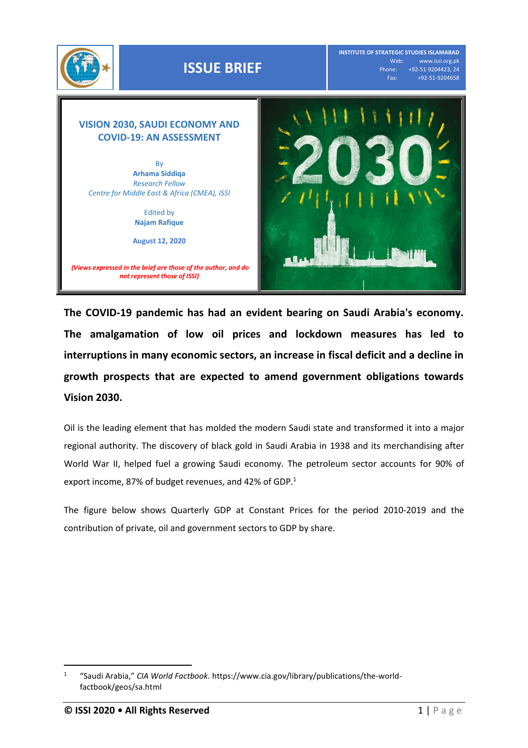# ISSUE BRIEF

INSTITUTE OF STRATEGIC STUDIES ISLAMABAD
Web: www.issi.org.pk
Phone: +92-51-9204423, 24
Fax: +92-51-9204658

## VISION 2030, SAUDI ECONOMY AND COVID-19: AN ASSESSMENT

By
**Arhama Siddiqa**
*Research Fellow*
*Centre for Middle East & Africa (CMEA), ISSI*

Edited by
**Najam Rafique**

**August 12, 2020**

***(Views expressed in the brief are those of the author, and do not represent those of ISSI)***

**The COVID-19 pandemic has had an evident bearing on Saudi Arabia's economy. The amalgamation of low oil prices and lockdown measures has led to interruptions in many economic sectors, an increase in fiscal deficit and a decline in growth prospects that are expected to amend government obligations towards Vision 2030.**

Oil is the leading element that has molded the modern Saudi state and transformed it into a major regional authority. The discovery of black gold in Saudi Arabia in 1938 and its merchandising after World War II, helped fuel a growing Saudi economy. The petroleum sector accounts for 90% of export income, 87% of budget revenues, and 42% of GDP.[1]

The figure below shows Quarterly GDP at Constant Prices for the period 2010-2019 and the contribution of private, oil and government sectors to GDP by share.

[1] "Saudi Arabia," *CIA World Factbook.* https://www.cia.gov/library/publications/the-world-factbook/geos/sa.html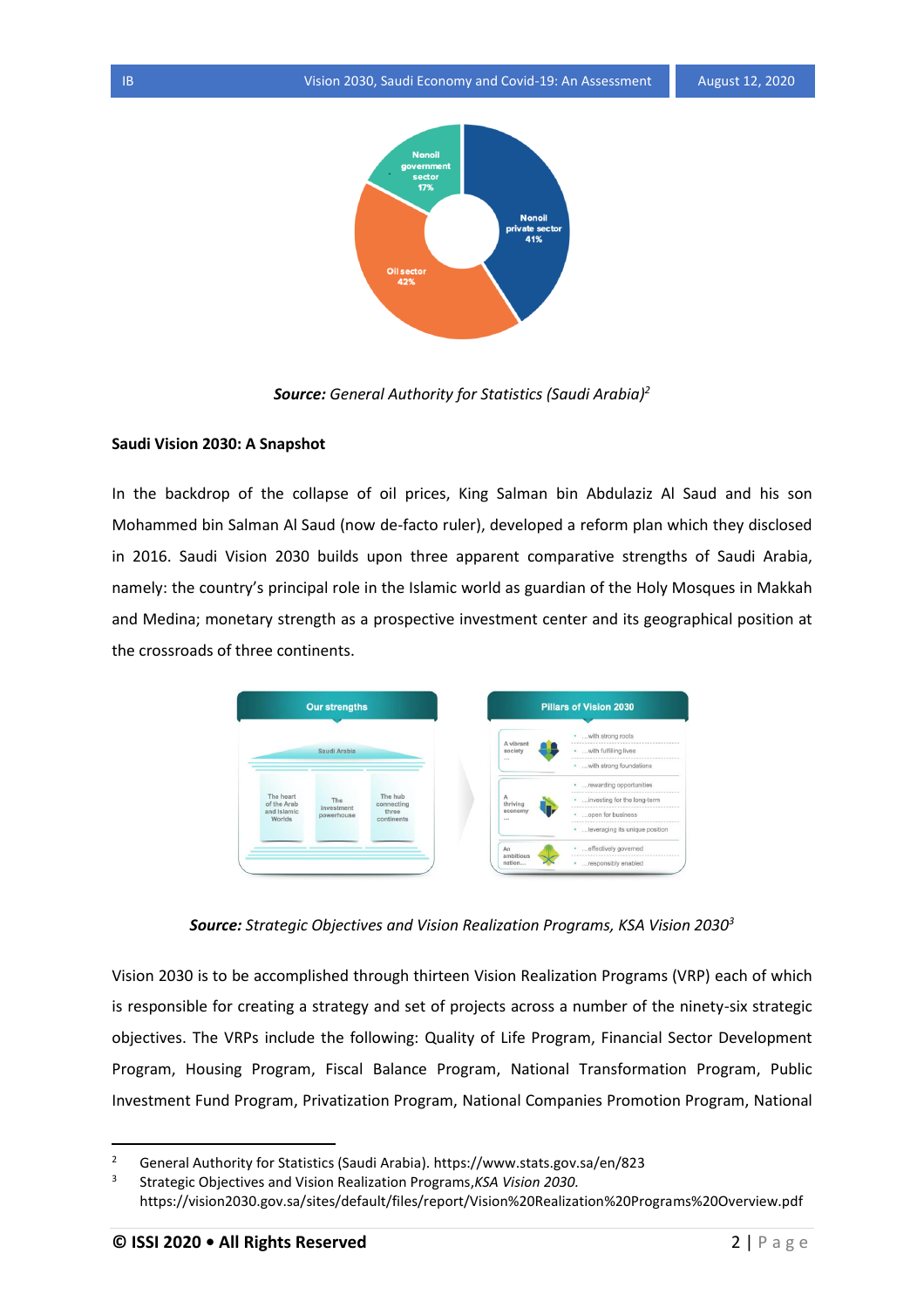**Source:** *General Authority for Statistics (Saudi Arabia)*[2]

**Saudi Vision 2030: A Snapshot**

In the backdrop of the collapse of oil prices, King Salman bin Abdulaziz Al Saud and his son Mohammed bin Salman Al Saud (now de-facto ruler), developed a reform plan which they disclosed in 2016. Saudi Vision 2030 builds upon three apparent comparative strengths of Saudi Arabia, namely: the country's principal role in the Islamic world as guardian of the Holy Mosques in Makkah and Medina; monetary strength as a prospective investment center and its geographical position at the crossroads of three continents.

**Source:** *Strategic Objectives and Vision Realization Programs, KSA Vision 2030*[3]

Vision 2030 is to be accomplished through thirteen Vision Realization Programs (VRP) each of which is responsible for creating a strategy and set of projects across a number of the ninety-six strategic objectives. The VRPs include the following: Quality of Life Program, Financial Sector Development Program, Housing Program, Fiscal Balance Program, National Transformation Program, Public Investment Fund Program, Privatization Program, National Companies Promotion Program, National

---

[2] General Authority for Statistics (Saudi Arabia). https://www.stats.gov.sa/en/823

[3] Strategic Objectives and Vision Realization Programs,*KSA Vision 2030.* https://vision2030.gov.sa/sites/default/files/report/Vision%20Realization%20Programs%20Overview.pdf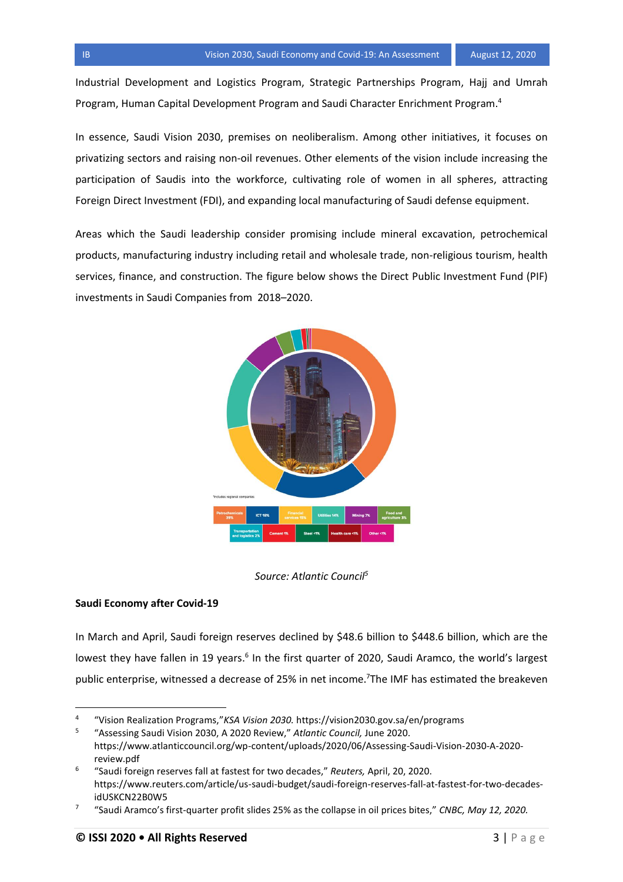Industrial Development and Logistics Program, Strategic Partnerships Program, Hajj and Umrah Program, Human Capital Development Program and Saudi Character Enrichment Program.[4]

In essence, Saudi Vision 2030, premises on neoliberalism. Among other initiatives, it focuses on privatizing sectors and raising non-oil revenues. Other elements of the vision include increasing the participation of Saudis into the workforce, cultivating role of women in all spheres, attracting Foreign Direct Investment (FDI), and expanding local manufacturing of Saudi defense equipment.

Areas which the Saudi leadership consider promising include mineral excavation, petrochemical products, manufacturing industry including retail and wholesale trade, non-religious tourism, health services, finance, and construction. The figure below shows the Direct Public Investment Fund (PIF) investments in Saudi Companies from 2018–2020.

*Includes regional companies

Petrochemicals 39% | ICT 18% | Financial services 15% | Utilities 14% | Mining 7% | Food and agriculture 3% | Transportation and logistics 2% | Cement 1% | Steel <1% | Health care <1% | Other <1%

*Source: Atlantic Council*[5]

**Saudi Economy after Covid-19**

In March and April, Saudi foreign reserves declined by $48.6 billion to $448.6 billion, which are the lowest they have fallen in 19 years.[6] In the first quarter of 2020, Saudi Aramco, the world's largest public enterprise, witnessed a decrease of 25% in net income.[7] The IMF has estimated the breakeven

---

[4] "Vision Realization Programs," *KSA Vision 2030.* https://vision2030.gov.sa/en/programs

[5] "Assessing Saudi Vision 2030, A 2020 Review," *Atlantic Council,* June 2020. https://www.atlanticcouncil.org/wp-content/uploads/2020/06/Assessing-Saudi-Vision-2030-A-2020-review.pdf

[6] "Saudi foreign reserves fall at fastest for two decades," *Reuters,* April, 20, 2020. https://www.reuters.com/article/us-saudi-budget/saudi-foreign-reserves-fall-at-fastest-for-two-decades-idUSKCN22B0W5

[7] "Saudi Aramco's first-quarter profit slides 25% as the collapse in oil prices bites," *CNBC, May 12, 2020.*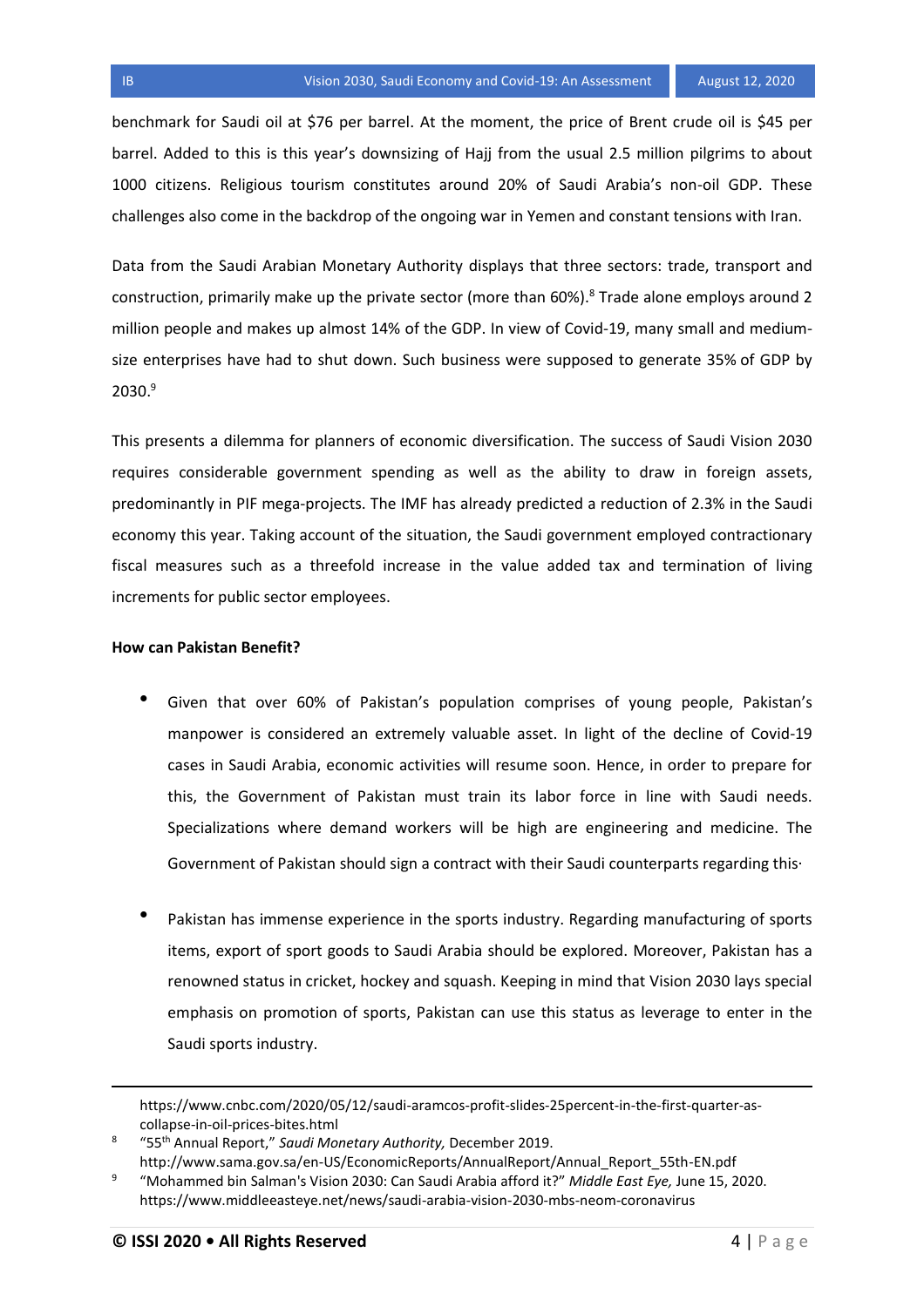benchmark for Saudi oil at $76 per barrel. At the moment, the price of Brent crude oil is $45 per barrel. Added to this is this year's downsizing of Hajj from the usual 2.5 million pilgrims to about 1000 citizens. Religious tourism constitutes around 20% of Saudi Arabia's non-oil GDP. These challenges also come in the backdrop of the ongoing war in Yemen and constant tensions with Iran.

Data from the Saudi Arabian Monetary Authority displays that three sectors: trade, transport and construction, primarily make up the private sector (more than 60%).[8] Trade alone employs around 2 million people and makes up almost 14% of the GDP. In view of Covid-19, many small and medium-size enterprises have had to shut down. Such business were supposed to generate 35% of GDP by 2030.[9]

This presents a dilemma for planners of economic diversification. The success of Saudi Vision 2030 requires considerable government spending as well as the ability to draw in foreign assets, predominantly in PIF mega-projects. The IMF has already predicted a reduction of 2.3% in the Saudi economy this year. Taking account of the situation, the Saudi government employed contractionary fiscal measures such as a threefold increase in the value added tax and termination of living increments for public sector employees.

**How can Pakistan Benefit?**

- Given that over 60% of Pakistan's population comprises of young people, Pakistan's manpower is considered an extremely valuable asset. In light of the decline of Covid-19 cases in Saudi Arabia, economic activities will resume soon. Hence, in order to prepare for this, the Government of Pakistan must train its labor force in line with Saudi needs. Specializations where demand workers will be high are engineering and medicine. The Government of Pakistan should sign a contract with their Saudi counterparts regarding this·

- Pakistan has immense experience in the sports industry. Regarding manufacturing of sports items, export of sport goods to Saudi Arabia should be explored. Moreover, Pakistan has a renowned status in cricket, hockey and squash. Keeping in mind that Vision 2030 lays special emphasis on promotion of sports, Pakistan can use this status as leverage to enter in the Saudi sports industry.

---

https://www.cnbc.com/2020/05/12/saudi-aramcos-profit-slides-25percent-in-the-first-quarter-as-collapse-in-oil-prices-bites.html

[8] "55th Annual Report," *Saudi Monetary Authority,* December 2019. http://www.sama.gov.sa/en-US/EconomicReports/AnnualReport/Annual_Report_55th-EN.pdf

[9] "Mohammed bin Salman's Vision 2030: Can Saudi Arabia afford it?" *Middle East Eye,* June 15, 2020. https://www.middleeasteye.net/news/saudi-arabia-vision-2030-mbs-neom-coronavirus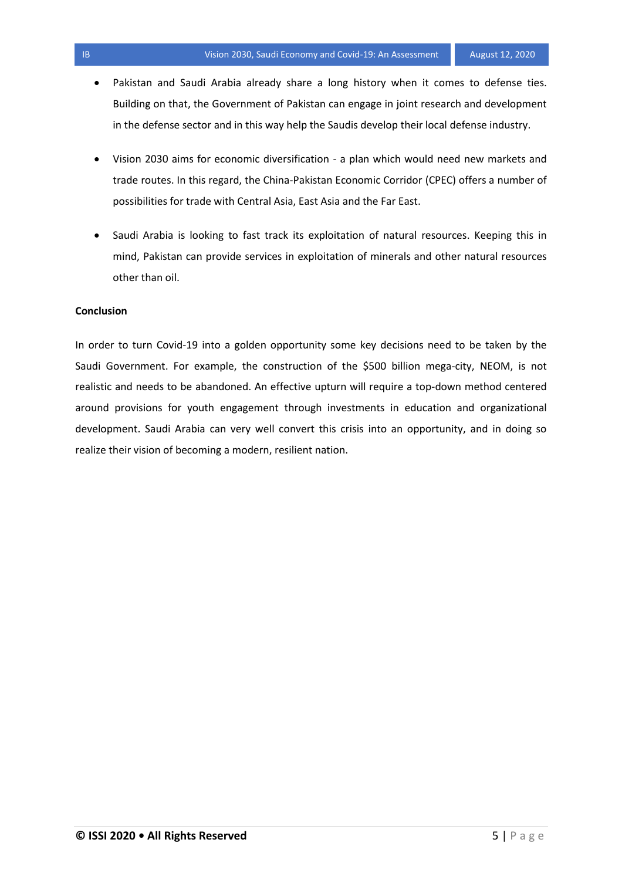- Pakistan and Saudi Arabia already share a long history when it comes to defense ties. Building on that, the Government of Pakistan can engage in joint research and development in the defense sector and in this way help the Saudis develop their local defense industry.

- Vision 2030 aims for economic diversification - a plan which would need new markets and trade routes. In this regard, the China-Pakistan Economic Corridor (CPEC) offers a number of possibilities for trade with Central Asia, East Asia and the Far East.

- Saudi Arabia is looking to fast track its exploitation of natural resources. Keeping this in mind, Pakistan can provide services in exploitation of minerals and other natural resources other than oil.

**Conclusion**

In order to turn Covid-19 into a golden opportunity some key decisions need to be taken by the Saudi Government. For example, the construction of the $500 billion mega-city, NEOM, is not realistic and needs to be abandoned. An effective upturn will require a top-down method centered around provisions for youth engagement through investments in education and organizational development. Saudi Arabia can very well convert this crisis into an opportunity, and in doing so realize their vision of becoming a modern, resilient nation.